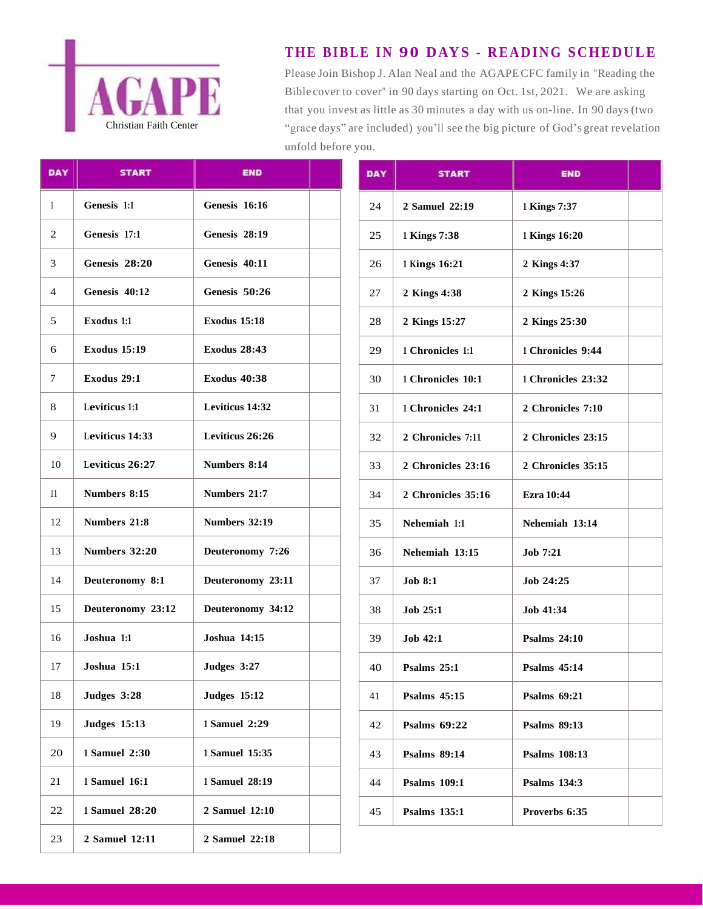AGAPE

Christian Faith Center

# THE BIBLE IN 90 DAYS - READING SCHEDULE

Please Join Bishop J. Alan Neal and the AGAPE CFC family in "Reading the Bible cover to cover" in 90 days starting on Oct. 1st, 2021. We are asking that you invest as little as 30 minutes a day with us on-line. In 90 days (two "grace days" are included) you'll see the big picture of God's great revelation unfold before you.

| DAY | START | END | |
|---|---|---|---|
| 1 | **Genesis 1:1** | **Genesis 16:16** | |
| 2 | **Genesis 17:1** | **Genesis 28:19** | |
| 3 | **Genesis 28:20** | **Genesis 40:11** | |
| 4 | **Genesis 40:12** | **Genesis 50:26** | |
| 5 | **Exodus 1:1** | **Exodus 15:18** | |
| 6 | **Exodus 15:19** | **Exodus 28:43** | |
| 7 | **Exodus 29:1** | **Exodus 40:38** | |
| 8 | **Leviticus 1:1** | **Leviticus 14:32** | |
| 9 | **Leviticus 14:33** | **Leviticus 26:26** | |
| 10 | **Leviticus 26:27** | **Numbers 8:14** | |
| 11 | **Numbers 8:15** | **Numbers 21:7** | |
| 12 | **Numbers 21:8** | **Numbers 32:19** | |
| 13 | **Numbers 32:20** | **Deuteronomy 7:26** | |
| 14 | **Deuteronomy 8:1** | **Deuteronomy 23:11** | |
| 15 | **Deuteronomy 23:12** | **Deuteronomy 34:12** | |
| 16 | **Joshua 1:1** | **Joshua 14:15** | |
| 17 | **Joshua 15:1** | **Judges 3:27** | |
| 18 | **Judges 3:28** | **Judges 15:12** | |
| 19 | **Judges 15:13** | **1 Samuel 2:29** | |
| 20 | **1 Samuel 2:30** | **1 Samuel 15:35** | |
| 21 | **1 Samuel 16:1** | **1 Samuel 28:19** | |
| 22 | **1 Samuel 28:20** | **2 Samuel 12:10** | |
| 23 | **2 Samuel 12:11** | **2 Samuel 22:18** | |

| DAY | START | END | |
|---|---|---|---|
| 24 | **2 Samuel 22:19** | **1 Kings 7:37** | |
| 25 | **1 Kings 7:38** | **1 Kings 16:20** | |
| 26 | **1 Kings 16:21** | **2 Kings 4:37** | |
| 27 | **2 Kings 4:38** | **2 Kings 15:26** | |
| 28 | **2 Kings 15:27** | **2 Kings 25:30** | |
| 29 | **1 Chronicles 1:1** | **1 Chronicles 9:44** | |
| 30 | **1 Chronicles 10:1** | **1 Chronicles 23:32** | |
| 31 | **1 Chronicles 24:1** | **2 Chronicles 7:10** | |
| 32 | **2 Chronicles 7:11** | **2 Chronicles 23:15** | |
| 33 | **2 Chronicles 23:16** | **2 Chronicles 35:15** | |
| 34 | **2 Chronicles 35:16** | **Ezra 10:44** | |
| 35 | **Nehemiah 1:1** | **Nehemiah 13:14** | |
| 36 | **Nehemiah 13:15** | **Job 7:21** | |
| 37 | **Job 8:1** | **Job 24:25** | |
| 38 | **Job 25:1** | **Job 41:34** | |
| 39 | **Job 42:1** | **Psalms 24:10** | |
| 40 | **Psalms 25:1** | **Psalms 45:14** | |
| 41 | **Psalms 45:15** | **Psalms 69:21** | |
| 42 | **Psalms 69:22** | **Psalms 89:13** | |
| 43 | **Psalms 89:14** | **Psalms 108:13** | |
| 44 | **Psalms 109:1** | **Psalms 134:3** | |
| 45 | **Psalms 135:1** | **Proverbs 6:35** | |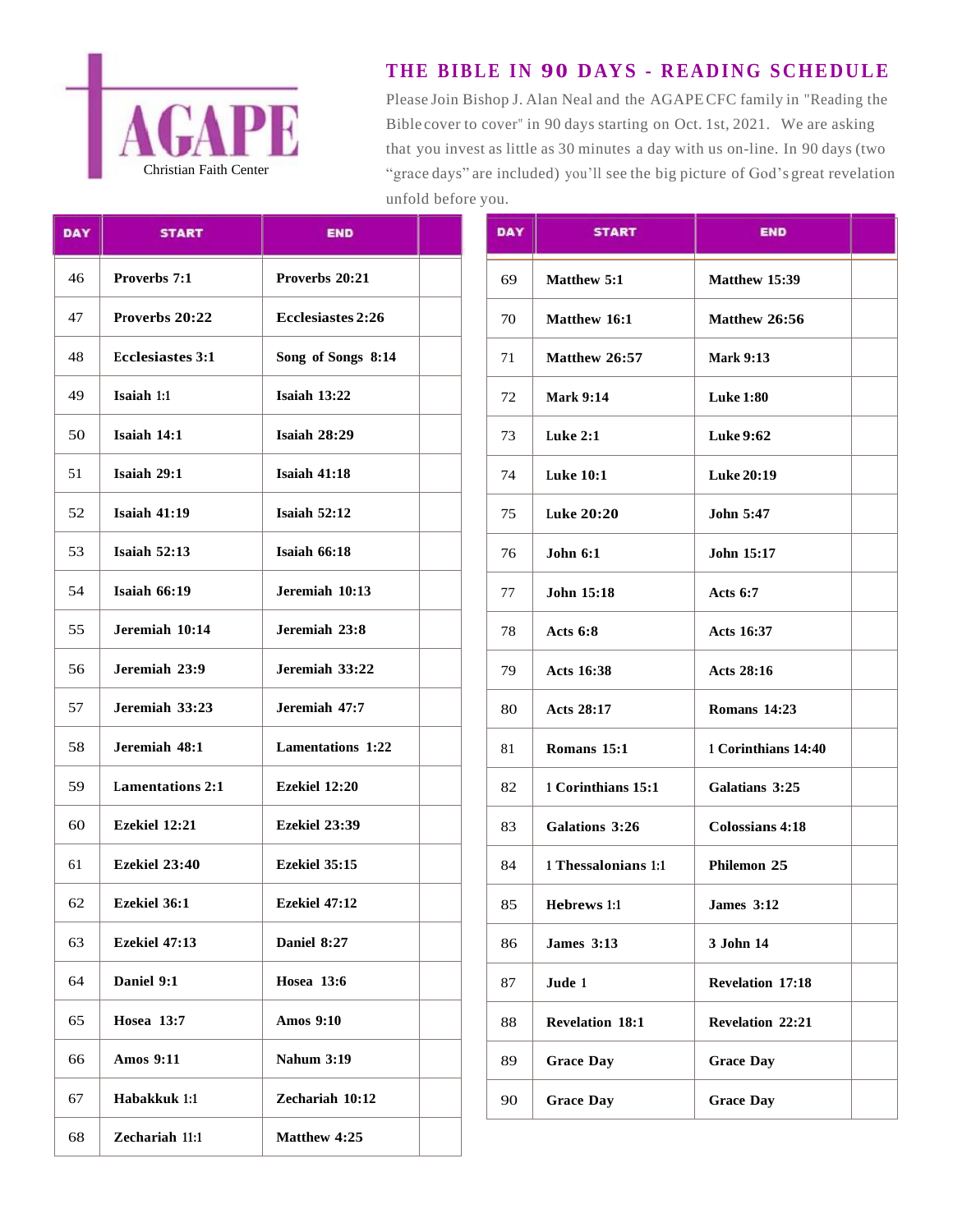AGAPE

Christian Faith Center

## THE BIBLE IN 90 DAYS - READING SCHEDULE

Please Join Bishop J. Alan Neal and the AGAPE CFC family in "Reading the Bible cover to cover" in 90 days starting on Oct. 1st, 2021. We are asking that you invest as little as 30 minutes a day with us on-line. In 90 days (two “grace days” are included) you’ll see the big picture of God’s great revelation unfold before you.

| DAY | START | END | |
|---|---|---|---|
| 46 | **Proverbs 7:1** | **Proverbs 20:21** | |
| 47 | **Proverbs 20:22** | **Ecclesiastes 2:26** | |
| 48 | **Ecclesiastes 3:1** | **Song of Songs 8:14** | |
| 49 | **Isaiah 1:1** | **Isaiah 13:22** | |
| 50 | **Isaiah 14:1** | **Isaiah 28:29** | |
| 51 | **Isaiah 29:1** | **Isaiah 41:18** | |
| 52 | **Isaiah 41:19** | **Isaiah 52:12** | |
| 53 | **Isaiah 52:13** | **Isaiah 66:18** | |
| 54 | **Isaiah 66:19** | **Jeremiah 10:13** | |
| 55 | **Jeremiah 10:14** | **Jeremiah 23:8** | |
| 56 | **Jeremiah 23:9** | **Jeremiah 33:22** | |
| 57 | **Jeremiah 33:23** | **Jeremiah 47:7** | |
| 58 | **Jeremiah 48:1** | **Lamentations 1:22** | |
| 59 | **Lamentations 2:1** | **Ezekiel 12:20** | |
| 60 | **Ezekiel 12:21** | **Ezekiel 23:39** | |
| 61 | **Ezekiel 23:40** | **Ezekiel 35:15** | |
| 62 | **Ezekiel 36:1** | **Ezekiel 47:12** | |
| 63 | **Ezekiel 47:13** | **Daniel 8:27** | |
| 64 | **Daniel 9:1** | **Hosea 13:6** | |
| 65 | **Hosea 13:7** | **Amos 9:10** | |
| 66 | **Amos 9:11** | **Nahum 3:19** | |
| 67 | **Habakkuk 1:1** | **Zechariah 10:12** | |
| 68 | **Zechariah 11:1** | **Matthew 4:25** | |

| DAY | START | END | |
|---|---|---|---|
| 69 | **Matthew 5:1** | **Matthew 15:39** | |
| 70 | **Matthew 16:1** | **Matthew 26:56** | |
| 71 | **Matthew 26:57** | **Mark 9:13** | |
| 72 | **Mark 9:14** | **Luke 1:80** | |
| 73 | **Luke 2:1** | **Luke 9:62** | |
| 74 | **Luke 10:1** | **Luke 20:19** | |
| 75 | **Luke 20:20** | **John 5:47** | |
| 76 | **John 6:1** | **John 15:17** | |
| 77 | **John 15:18** | **Acts 6:7** | |
| 78 | **Acts 6:8** | **Acts 16:37** | |
| 79 | **Acts 16:38** | **Acts 28:16** | |
| 80 | **Acts 28:17** | **Romans 14:23** | |
| 81 | **Romans 15:1** | **1 Corinthians 14:40** | |
| 82 | **1 Corinthians 15:1** | **Galatians 3:25** | |
| 83 | **Galations 3:26** | **Colossians 4:18** | |
| 84 | **1 Thessalonians 1:1** | **Philemon 25** | |
| 85 | **Hebrews 1:1** | **James 3:12** | |
| 86 | **James 3:13** | **3 John 14** | |
| 87 | **Jude 1** | **Revelation 17:18** | |
| 88 | **Revelation 18:1** | **Revelation 22:21** | |
| 89 | **Grace Day** | **Grace Day** | |
| 90 | **Grace Day** | **Grace Day** | |